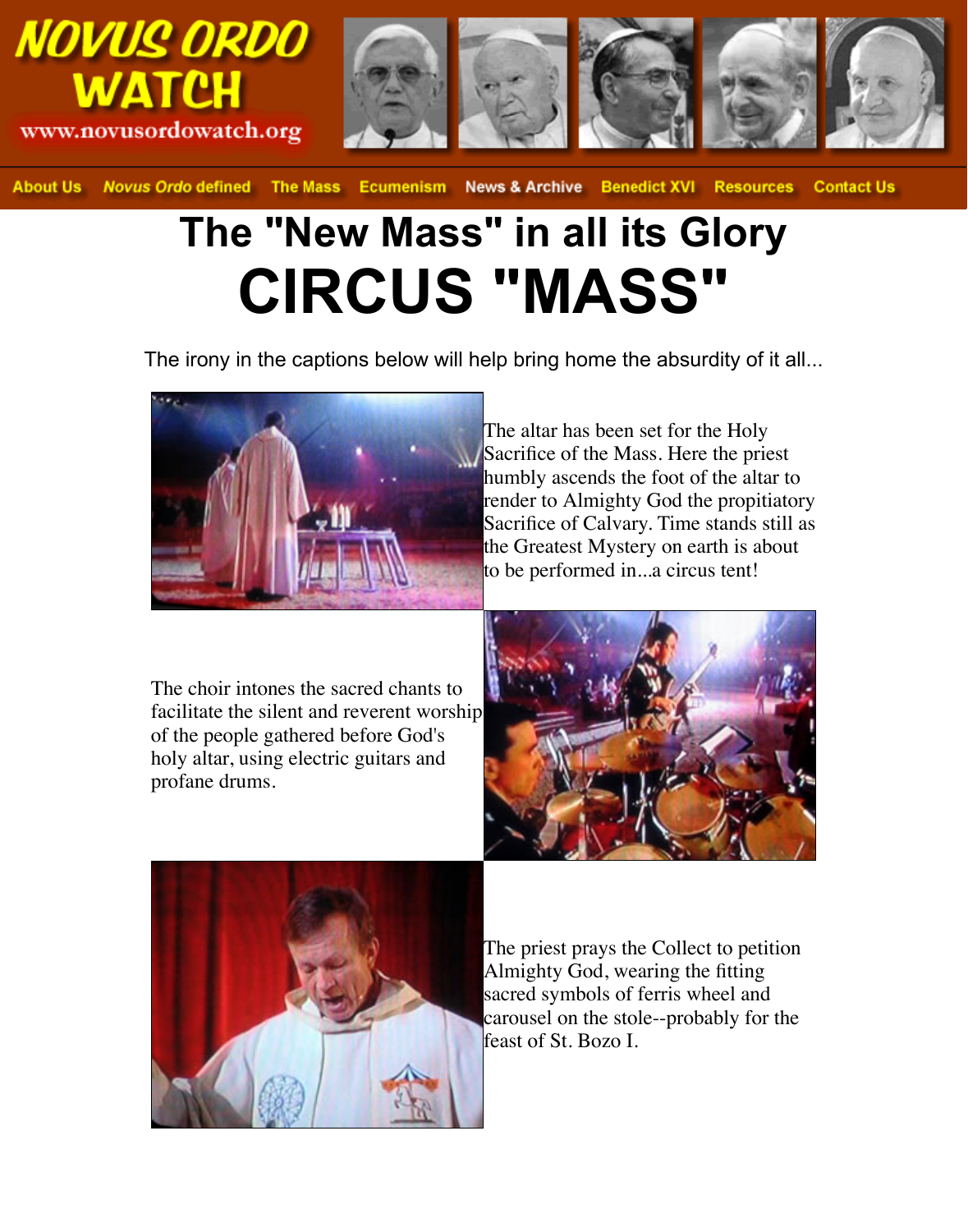NOVUS ORDO WATCH

www.novusordowatch.org

About Us | *Novus Ordo* defined | The Mass | Ecumenism | News & Archive | Benedict XVI | Resources | Contact Us

# The "New Mass" in all its Glory

# CIRCUS "MASS"

The irony in the captions below will help bring home the absurdity of it all...

The altar has been set for the Holy Sacrifice of the Mass. Here the priest humbly ascends the foot of the altar to render to Almighty God the propitiatory Sacrifice of Calvary. Time stands still as the Greatest Mystery on earth is about to be performed in...a circus tent!

The choir intones the sacred chants to facilitate the silent and reverent worship of the people gathered before God's holy altar, using electric guitars and profane drums.

The priest prays the Collect to petition Almighty God, wearing the fitting sacred symbols of ferris wheel and carousel on the stole--probably for the feast of St. Bozo I.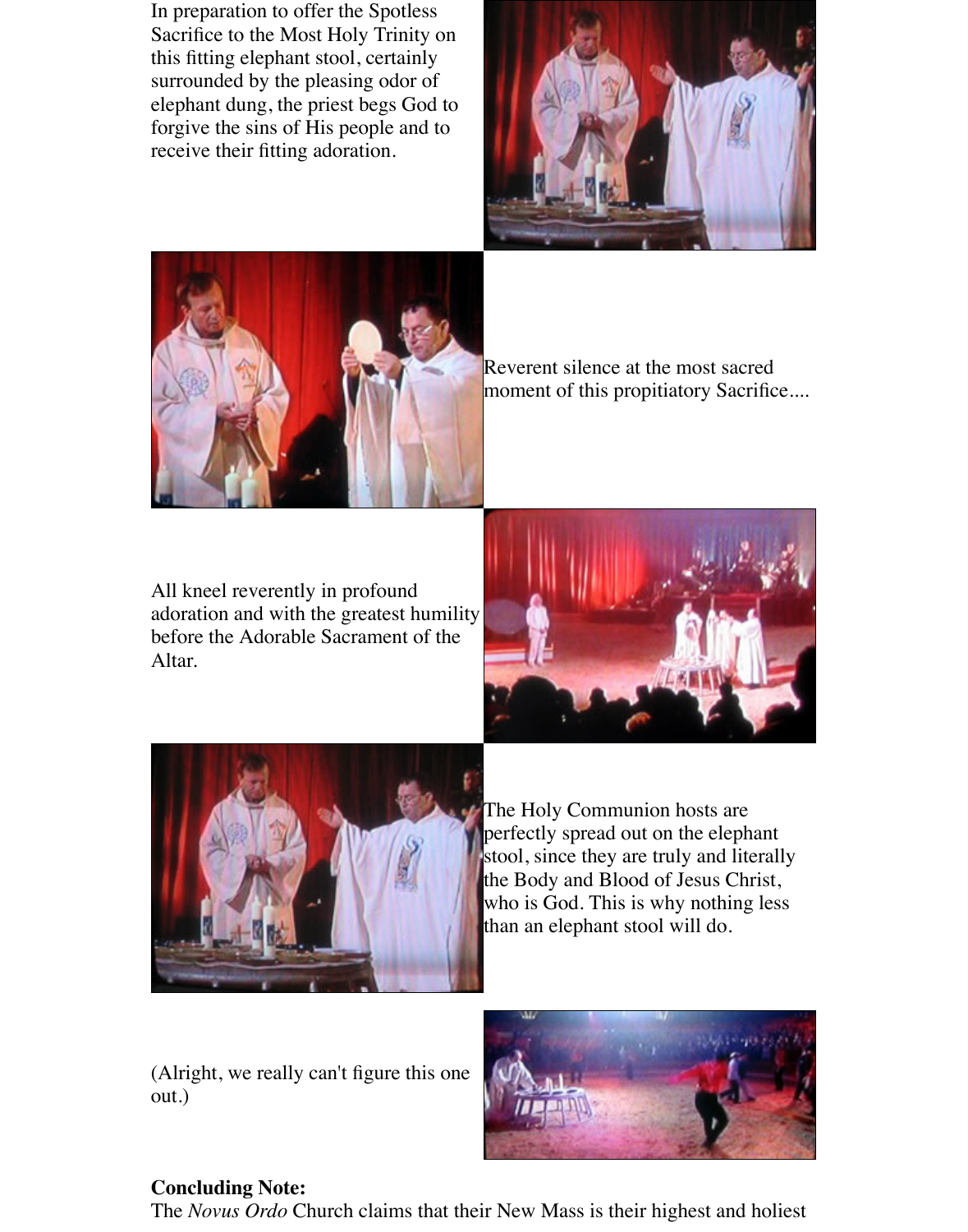In preparation to offer the Spotless Sacrifice to the Most Holy Trinity on this fitting elephant stool, certainly surrounded by the pleasing odor of elephant dung, the priest begs God to forgive the sins of His people and to receive their fitting adoration.

Reverent silence at the most sacred moment of this propitiatory Sacrifice....

All kneel reverently in profound adoration and with the greatest humility before the Adorable Sacrament of the Altar.

The Holy Communion hosts are perfectly spread out on the elephant stool, since they are truly and literally the Body and Blood of Jesus Christ, who is God. This is why nothing less than an elephant stool will do.

(Alright, we really can't figure this one out.)

**Concluding Note:**

The *Novus Ordo* Church claims that their New Mass is their highest and holiest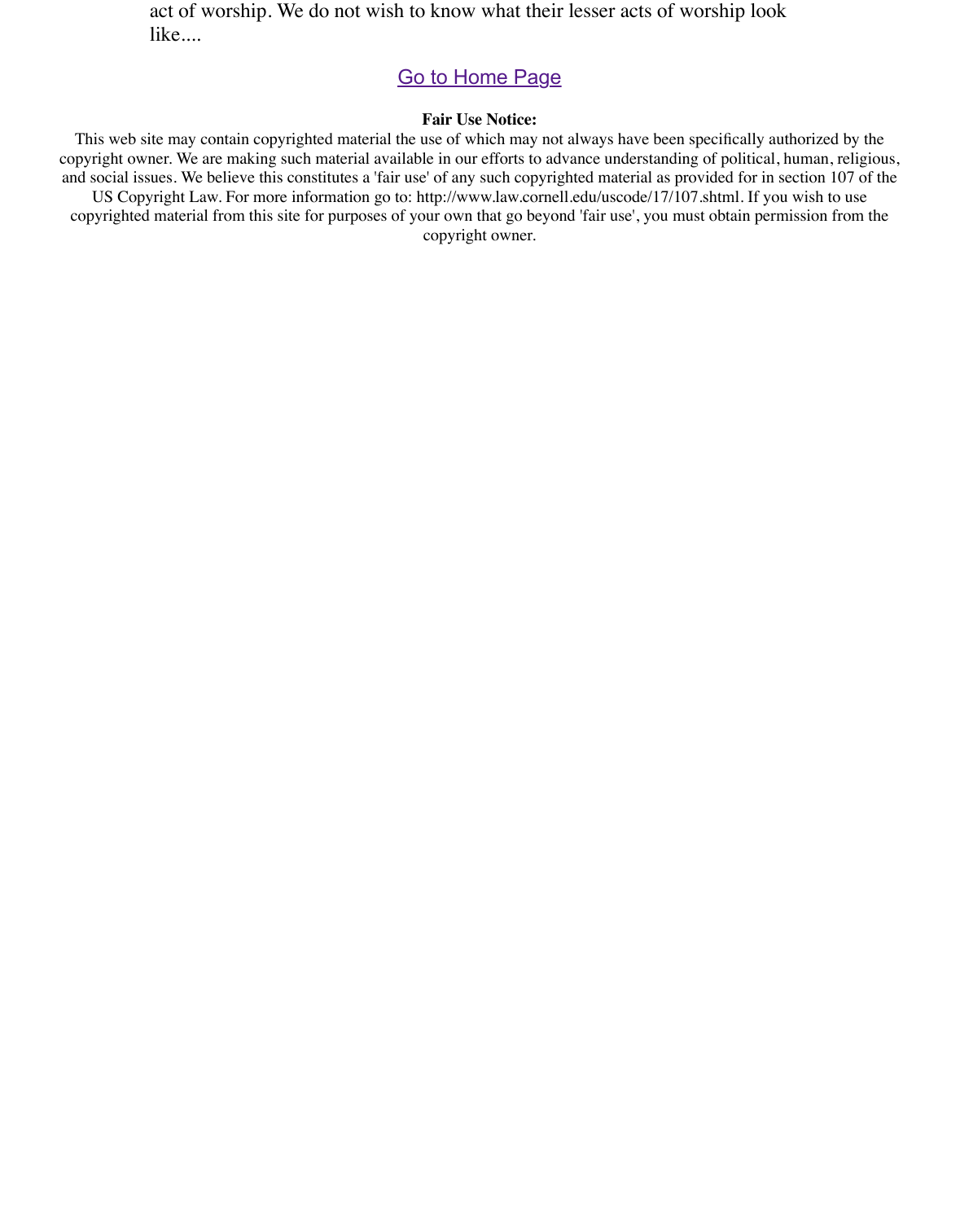act of worship. We do not wish to know what their lesser acts of worship look like....

Go to Home Page

**Fair Use Notice:**

This web site may contain copyrighted material the use of which may not always have been specifically authorized by the copyright owner. We are making such material available in our efforts to advance understanding of political, human, religious, and social issues. We believe this constitutes a 'fair use' of any such copyrighted material as provided for in section 107 of the US Copyright Law. For more information go to: http://www.law.cornell.edu/uscode/17/107.shtml. If you wish to use copyrighted material from this site for purposes of your own that go beyond 'fair use', you must obtain permission from the copyright owner.